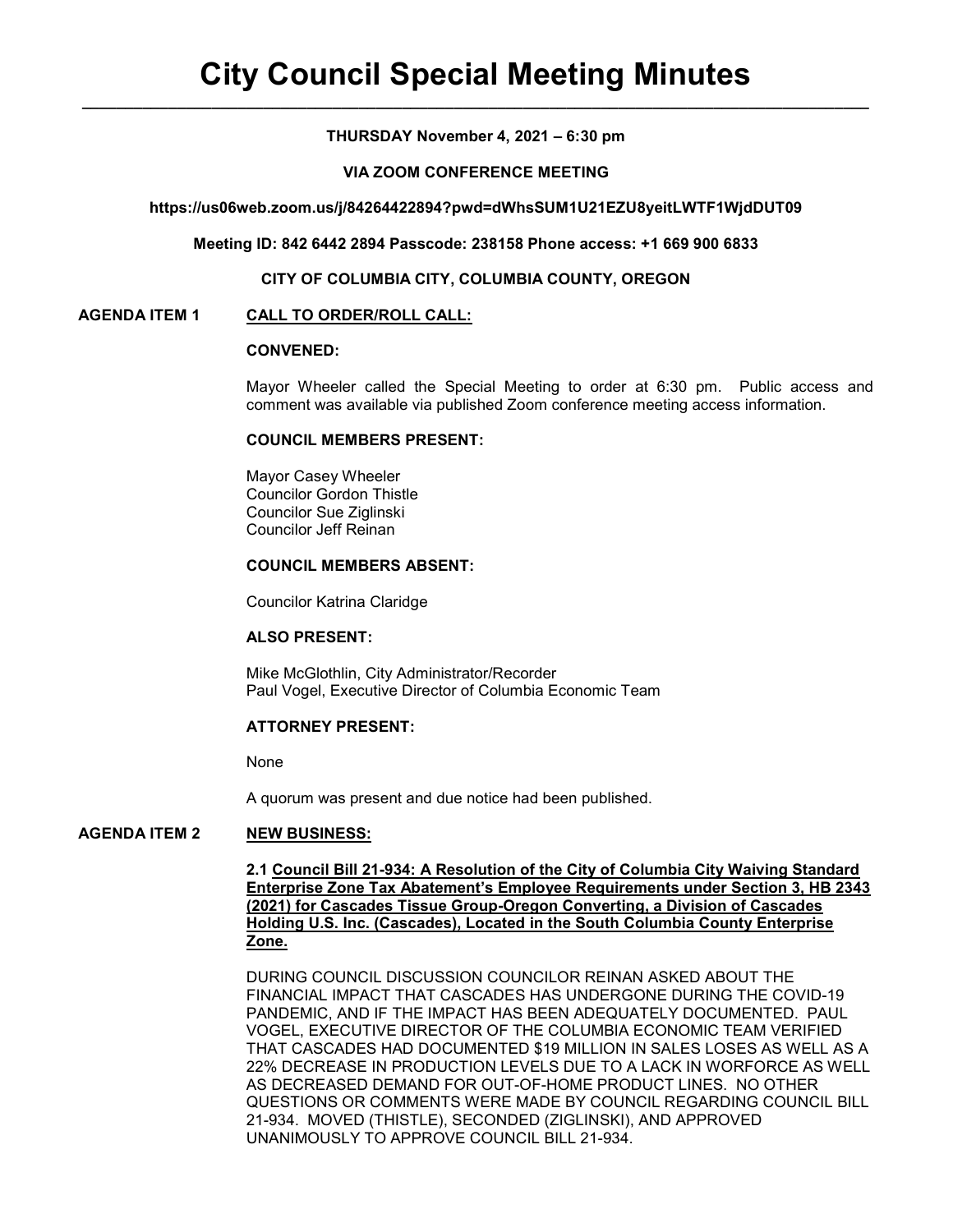# City Council Special Meeting Minutes

**THURSDAY November 4, 2021 – 6:30 pm**

**VIA ZOOM CONFERENCE MEETING**

**https://us06web.zoom.us/j/84264422894?pwd=dWhsSUM1U21EZU8yeitLWTF1WjdDUT09**

**Meeting ID: 842 6442 2894 Passcode: 238158 Phone access: +1 669 900 6833**

**CITY OF COLUMBIA CITY, COLUMBIA COUNTY, OREGON**

## AGENDA ITEM 1 CALL TO ORDER/ROLL CALL:

**CONVENED:**

Mayor Wheeler called the Special Meeting to order at 6:30 pm. Public access and comment was available via published Zoom conference meeting access information.

**COUNCIL MEMBERS PRESENT:**

Mayor Casey Wheeler
Councilor Gordon Thistle
Councilor Sue Ziglinski
Councilor Jeff Reinan

**COUNCIL MEMBERS ABSENT:**

Councilor Katrina Claridge

**ALSO PRESENT:**

Mike McGlothlin, City Administrator/Recorder
Paul Vogel, Executive Director of Columbia Economic Team

**ATTORNEY PRESENT:**

None

A quorum was present and due notice had been published.

## AGENDA ITEM 2 NEW BUSINESS:

**2.1 Council Bill 21-934: A Resolution of the City of Columbia City Waiving Standard Enterprise Zone Tax Abatement's Employee Requirements under Section 3, HB 2343 (2021) for Cascades Tissue Group-Oregon Converting, a Division of Cascades Holding U.S. Inc. (Cascades), Located in the South Columbia County Enterprise Zone.**

DURING COUNCIL DISCUSSION COUNCILOR REINAN ASKED ABOUT THE FINANCIAL IMPACT THAT CASCADES HAS UNDERGONE DURING THE COVID-19 PANDEMIC, AND IF THE IMPACT HAS BEEN ADEQUATELY DOCUMENTED. PAUL VOGEL, EXECUTIVE DIRECTOR OF THE COLUMBIA ECONOMIC TEAM VERIFIED THAT CASCADES HAD DOCUMENTED $19 MILLION IN SALES LOSES AS WELL AS A 22% DECREASE IN PRODUCTION LEVELS DUE TO A LACK IN WORFORCE AS WELL AS DECREASED DEMAND FOR OUT-OF-HOME PRODUCT LINES. NO OTHER QUESTIONS OR COMMENTS WERE MADE BY COUNCIL REGARDING COUNCIL BILL 21-934. MOVED (THISTLE), SECONDED (ZIGLINSKI), AND APPROVED UNANIMOUSLY TO APPROVE COUNCIL BILL 21-934.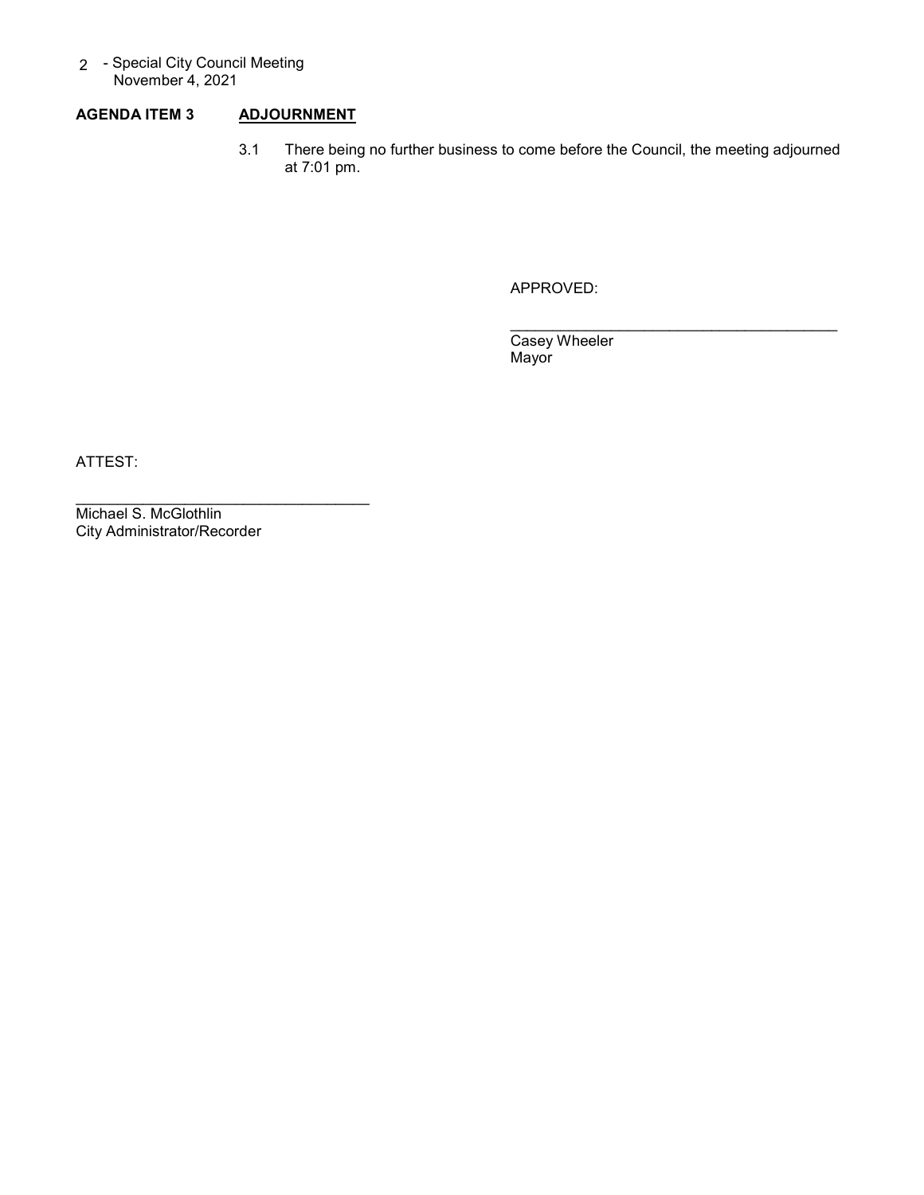**AGENDA ITEM 3 ADJOURNMENT**

3.1 There being no further business to come before the Council, the meeting adjourned at 7:01 pm.

APPROVED:

\_\_\_\_\_\_\_\_\_\_\_\_\_\_\_\_\_\_\_\_\_\_\_\_\_\_\_\_\_\_\_\_\_\_\_\_\_\_\_\_

Casey Wheeler
Mayor

ATTEST:

\_\_\_\_\_\_\_\_\_\_\_\_\_\_\_\_\_\_\_\_\_\_\_\_\_\_\_\_\_\_\_\_\_\_\_\_

Michael S. McGlothlin
City Administrator/Recorder